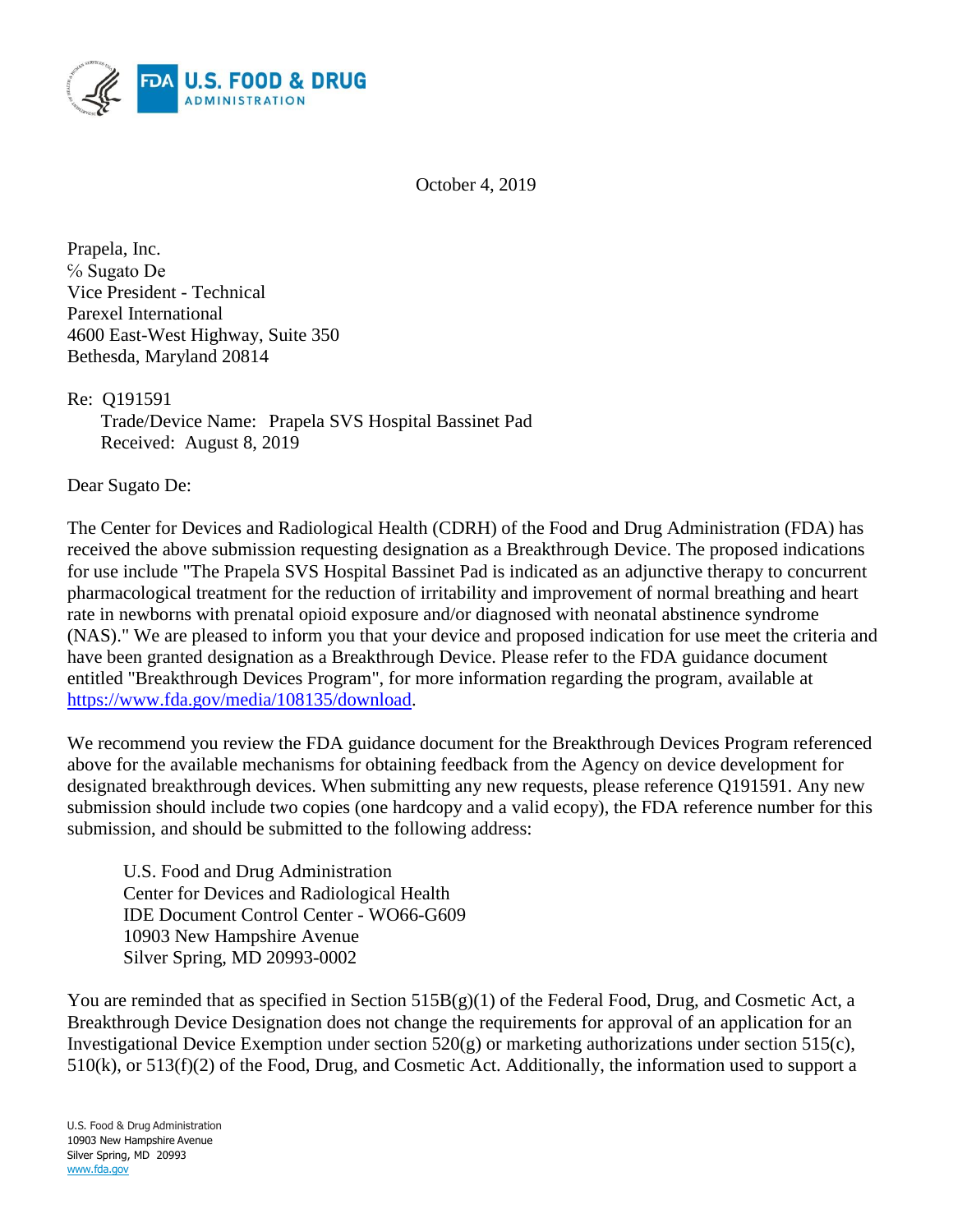U.S. FOOD & DRUG ADMINISTRATION

October 4, 2019

Prapela, Inc.  
℅ Sugato De  
Vice President - Technical  
Parexel International  
4600 East-West Highway, Suite 350  
Bethesda, Maryland 20814

Re: Q191591  
Trade/Device Name: Prapela SVS Hospital Bassinet Pad  
Received: August 8, 2019

Dear Sugato De:

The Center for Devices and Radiological Health (CDRH) of the Food and Drug Administration (FDA) has received the above submission requesting designation as a Breakthrough Device. The proposed indications for use include "The Prapela SVS Hospital Bassinet Pad is indicated as an adjunctive therapy to concurrent pharmacological treatment for the reduction of irritability and improvement of normal breathing and heart rate in newborns with prenatal opioid exposure and/or diagnosed with neonatal abstinence syndrome (NAS)." We are pleased to inform you that your device and proposed indication for use meet the criteria and have been granted designation as a Breakthrough Device. Please refer to the FDA guidance document entitled "Breakthrough Devices Program", for more information regarding the program, available at https://www.fda.gov/media/108135/download.

We recommend you review the FDA guidance document for the Breakthrough Devices Program referenced above for the available mechanisms for obtaining feedback from the Agency on device development for designated breakthrough devices. When submitting any new requests, please reference Q191591. Any new submission should include two copies (one hardcopy and a valid ecopy), the FDA reference number for this submission, and should be submitted to the following address:

U.S. Food and Drug Administration  
Center for Devices and Radiological Health  
IDE Document Control Center - WO66-G609  
10903 New Hampshire Avenue  
Silver Spring, MD 20993-0002

You are reminded that as specified in Section 515B(g)(1) of the Federal Food, Drug, and Cosmetic Act, a Breakthrough Device Designation does not change the requirements for approval of an application for an Investigational Device Exemption under section 520(g) or marketing authorizations under section 515(c), 510(k), or 513(f)(2) of the Food, Drug, and Cosmetic Act. Additionally, the information used to support a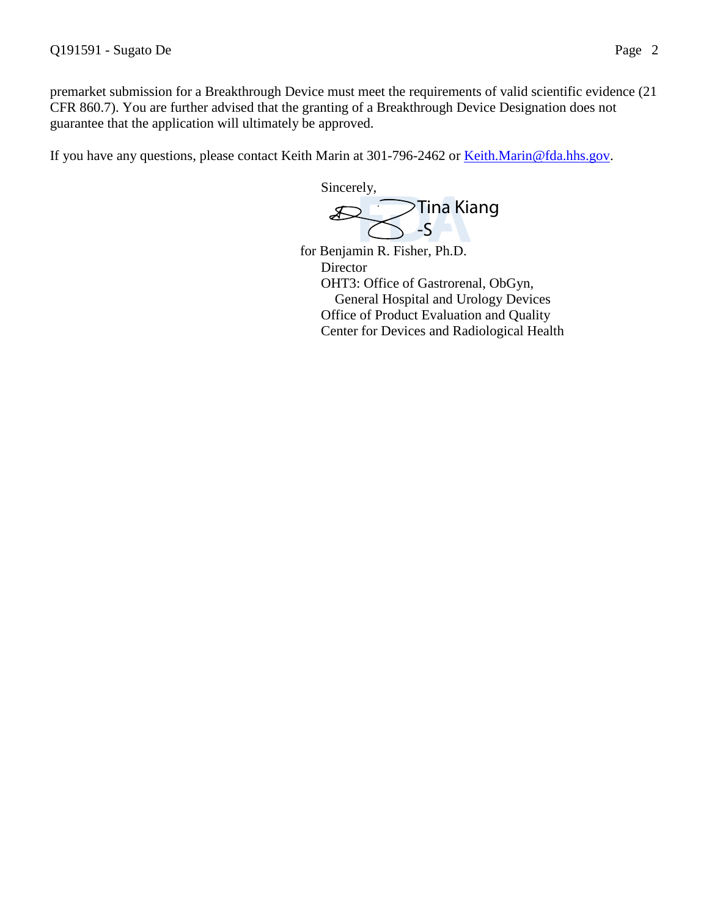premarket submission for a Breakthrough Device must meet the requirements of valid scientific evidence (21 CFR 860.7). You are further advised that the granting of a Breakthrough Device Designation does not guarantee that the application will ultimately be approved.

If you have any questions, please contact Keith Marin at 301-796-2462 or Keith.Marin@fda.hhs.gov.

Sincerely,

Tina Kiang -S

for Benjamin R. Fisher, Ph.D.
Director
OHT3: Office of Gastrorenal, ObGyn,
General Hospital and Urology Devices
Office of Product Evaluation and Quality
Center for Devices and Radiological Health